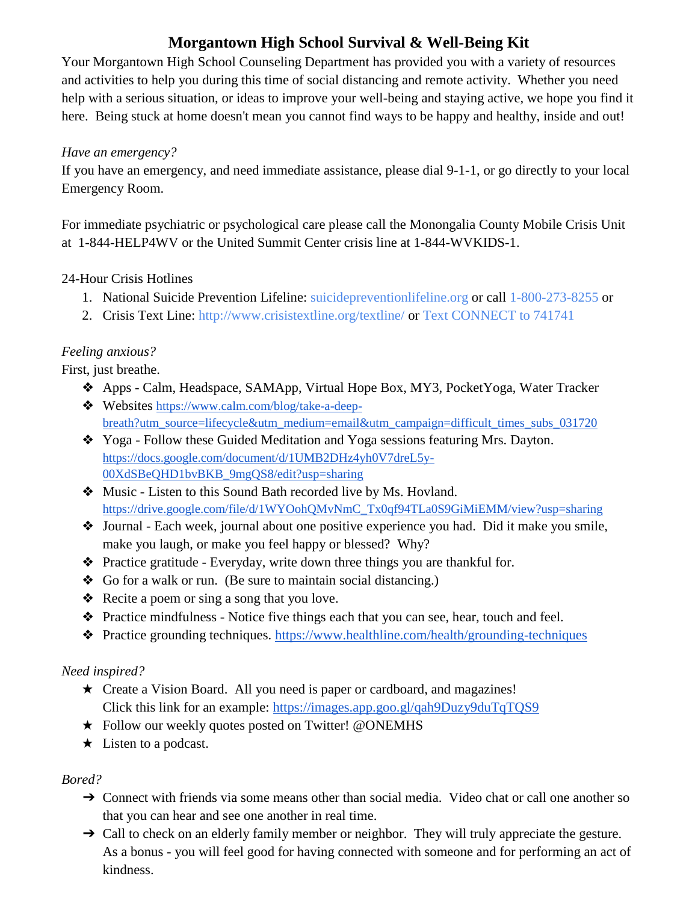# Morgantown High School Survival & Well-Being Kit

Your Morgantown High School Counseling Department has provided you with a variety of resources and activities to help you during this time of social distancing and remote activity. Whether you need help with a serious situation, or ideas to improve your well-being and staying active, we hope you find it here. Being stuck at home doesn't mean you cannot find ways to be happy and healthy, inside and out!

*Have an emergency?*

If you have an emergency, and need immediate assistance, please dial 9-1-1, or go directly to your local Emergency Room.

For immediate psychiatric or psychological care please call the Monongalia County Mobile Crisis Unit at 1-844-HELP4WV or the United Summit Center crisis line at 1-844-WVKIDS-1.

24-Hour Crisis Hotlines

1. National Suicide Prevention Lifeline: suicidepreventionlifeline.org or call 1-800-273-8255 or
2. Crisis Text Line: http://www.crisistextline.org/textline/ or Text CONNECT to 741741

*Feeling anxious?*

First, just breathe.

- Apps - Calm, Headspace, SAMApp, Virtual Hope Box, MY3, PocketYoga, Water Tracker
- Websites https://www.calm.com/blog/take-a-deep-breath?utm_source=lifecycle&utm_medium=email&utm_campaign=difficult_times_subs_031720
- Yoga - Follow these Guided Meditation and Yoga sessions featuring Mrs. Dayton. https://docs.google.com/document/d/1UMB2DHz4yh0V7dreL5y-00XdSBeQHD1bvBKB_9mgQS8/edit?usp=sharing
- Music - Listen to this Sound Bath recorded live by Ms. Hovland. https://drive.google.com/file/d/1WYOohQMvNmC_Tx0qf94TLa0S9GiMiEMM/view?usp=sharing
- Journal - Each week, journal about one positive experience you had. Did it make you smile, make you laugh, or make you feel happy or blessed? Why?
- Practice gratitude - Everyday, write down three things you are thankful for.
- Go for a walk or run. (Be sure to maintain social distancing.)
- Recite a poem or sing a song that you love.
- Practice mindfulness - Notice five things each that you can see, hear, touch and feel.
- Practice grounding techniques. https://www.healthline.com/health/grounding-techniques

*Need inspired?*

- Create a Vision Board. All you need is paper or cardboard, and magazines! Click this link for an example: https://images.app.goo.gl/qah9Duzy9duTqTQS9
- Follow our weekly quotes posted on Twitter! @ONEMHS
- Listen to a podcast.

*Bored?*

- Connect with friends via some means other than social media. Video chat or call one another so that you can hear and see one another in real time.
- Call to check on an elderly family member or neighbor. They will truly appreciate the gesture. As a bonus - you will feel good for having connected with someone and for performing an act of kindness.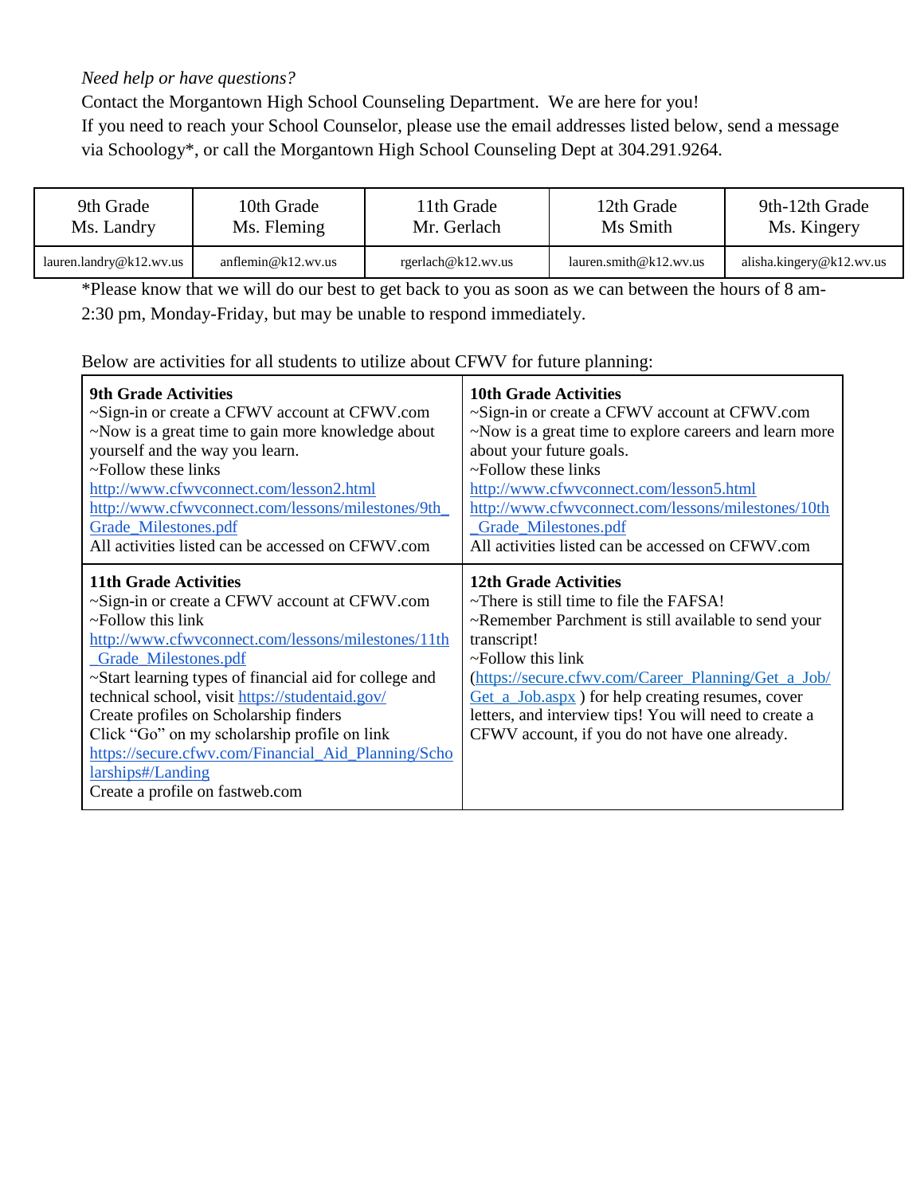*Need help or have questions?*

Contact the Morgantown High School Counseling Department. We are here for you!
If you need to reach your School Counselor, please use the email addresses listed below, send a message via Schoology*, or call the Morgantown High School Counseling Dept at 304.291.9264.

| 9th Grade<br>Ms. Landry | 10th Grade<br>Ms. Fleming | 11th Grade<br>Mr. Gerlach | 12th Grade<br>Ms Smith | 9th-12th Grade<br>Ms. Kingery |
|---|---|---|---|---|
| lauren.landry@k12.wv.us | anflemin@k12.wv.us | rgerlach@k12.wv.us | lauren.smith@k12.wv.us | alisha.kingery@k12.wv.us |

*Please know that we will do our best to get back to you as soon as we can between the hours of 8 am-2:30 pm, Monday-Friday, but may be unable to respond immediately.

Below are activities for all students to utilize about CFWV for future planning:

| | |
|---|---|
| **9th Grade Activities**<br>~Sign-in or create a CFWV account at CFWV.com<br>~Now is a great time to gain more knowledge about yourself and the way you learn.<br>~Follow these links<br>http://www.cfwvconnect.com/lesson2.html<br>http://www.cfwvconnect.com/lessons/milestones/9th_Grade_Milestones.pdf<br>All activities listed can be accessed on CFWV.com | **10th Grade Activities**<br>~Sign-in or create a CFWV account at CFWV.com<br>~Now is a great time to explore careers and learn more about your future goals.<br>~Follow these links<br>http://www.cfwvconnect.com/lesson5.html<br>http://www.cfwvconnect.com/lessons/milestones/10th_Grade_Milestones.pdf<br>All activities listed can be accessed on CFWV.com |
| **11th Grade Activities**<br>~Sign-in or create a CFWV account at CFWV.com<br>~Follow this link<br>http://www.cfwvconnect.com/lessons/milestones/11th_Grade_Milestones.pdf<br>~Start learning types of financial aid for college and technical school, visit https://studentaid.gov/<br>Create profiles on Scholarship finders<br>Click "Go" on my scholarship profile on link<br>https://secure.cfwv.com/Financial_Aid_Planning/Scholarships#/Landing<br>Create a profile on fastweb.com | **12th Grade Activities**<br>~There is still time to file the FAFSA!<br>~Remember Parchment is still available to send your transcript!<br>~Follow this link<br>(https://secure.cfwv.com/Career_Planning/Get_a_Job/Get_a_Job.aspx ) for help creating resumes, cover letters, and interview tips! You will need to create a CFWV account, if you do not have one already. |